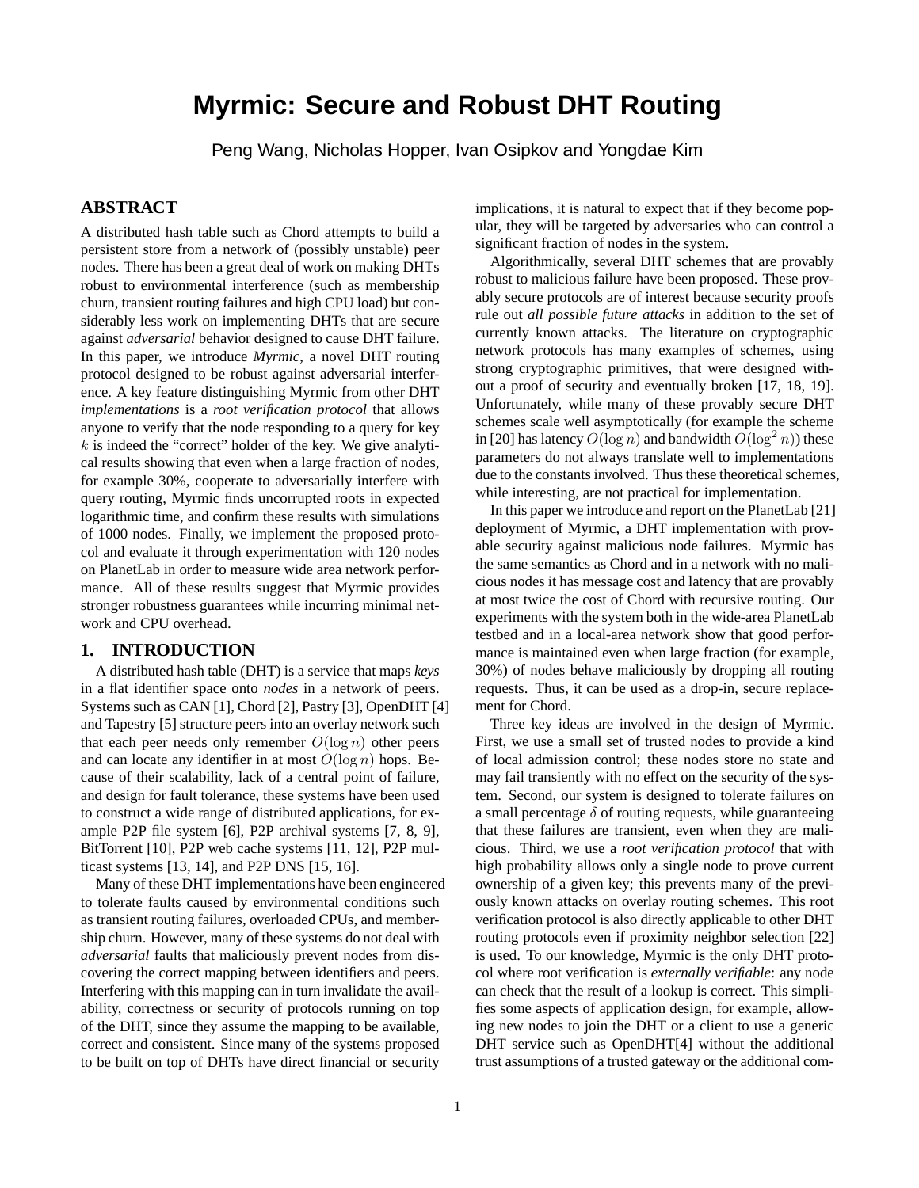# Myrmic: Secure and Robust DHT Routing

Peng Wang, Nicholas Hopper, Ivan Osipkov and Yongdae Kim

## ABSTRACT

A distributed hash table such as Chord attempts to build a persistent store from a network of (possibly unstable) peer nodes. There has been a great deal of work on making DHTs robust to environmental interference (such as membership churn, transient routing failures and high CPU load) but considerably less work on implementing DHTs that are secure against *adversarial* behavior designed to cause DHT failure. In this paper, we introduce *Myrmic*, a novel DHT routing protocol designed to be robust against adversarial interference. A key feature distinguishing Myrmic from other DHT *implementations* is a *root verification protocol* that allows anyone to verify that the node responding to a query for key $k$ is indeed the "correct" holder of the key. We give analytical results showing that even when a large fraction of nodes, for example 30%, cooperate to adversarially interfere with query routing, Myrmic finds uncorrupted roots in expected logarithmic time, and confirm these results with simulations of 1000 nodes. Finally, we implement the proposed protocol and evaluate it through experimentation with 120 nodes on PlanetLab in order to measure wide area network performance. All of these results suggest that Myrmic provides stronger robustness guarantees while incurring minimal network and CPU overhead.

## 1. INTRODUCTION

A distributed hash table (DHT) is a service that maps *keys* in a flat identifier space onto *nodes* in a network of peers. Systems such as CAN [1], Chord [2], Pastry [3], OpenDHT [4] and Tapestry [5] structure peers into an overlay network such that each peer needs only remember $O(\log n)$ other peers and can locate any identifier in at most $O(\log n)$ hops. Because of their scalability, lack of a central point of failure, and design for fault tolerance, these systems have been used to construct a wide range of distributed applications, for example P2P file system [6], P2P archival systems [7, 8, 9], BitTorrent [10], P2P web cache systems [11, 12], P2P multicast systems [13, 14], and P2P DNS [15, 16].

Many of these DHT implementations have been engineered to tolerate faults caused by environmental conditions such as transient routing failures, overloaded CPUs, and membership churn. However, many of these systems do not deal with *adversarial* faults that maliciously prevent nodes from discovering the correct mapping between identifiers and peers. Interfering with this mapping can in turn invalidate the availability, correctness or security of protocols running on top of the DHT, since they assume the mapping to be available, correct and consistent. Since many of the systems proposed to be built on top of DHTs have direct financial or security implications, it is natural to expect that if they become popular, they will be targeted by adversaries who can control a significant fraction of nodes in the system.

Algorithmically, several DHT schemes that are provably robust to malicious failure have been proposed. These provably secure protocols are of interest because security proofs rule out *all possible future attacks* in addition to the set of currently known attacks. The literature on cryptographic network protocols has many examples of schemes, using strong cryptographic primitives, that were designed without a proof of security and eventually broken [17, 18, 19]. Unfortunately, while many of these provably secure DHT schemes scale well asymptotically (for example the scheme in [20] has latency $O(\log n)$ and bandwidth $O(\log^2 n)$) these parameters do not always translate well to implementations due to the constants involved. Thus these theoretical schemes, while interesting, are not practical for implementation.

In this paper we introduce and report on the PlanetLab [21] deployment of Myrmic, a DHT implementation with provable security against malicious node failures. Myrmic has the same semantics as Chord and in a network with no malicious nodes it has message cost and latency that are provably at most twice the cost of Chord with recursive routing. Our experiments with the system both in the wide-area PlanetLab testbed and in a local-area network show that good performance is maintained even when large fraction (for example, 30%) of nodes behave maliciously by dropping all routing requests. Thus, it can be used as a drop-in, secure replacement for Chord.

Three key ideas are involved in the design of Myrmic. First, we use a small set of trusted nodes to provide a kind of local admission control; these nodes store no state and may fail transiently with no effect on the security of the system. Second, our system is designed to tolerate failures on a small percentage $\delta$ of routing requests, while guaranteeing that these failures are transient, even when they are malicious. Third, we use a *root verification protocol* that with high probability allows only a single node to prove current ownership of a given key; this prevents many of the previously known attacks on overlay routing schemes. This root verification protocol is also directly applicable to other DHT routing protocols even if proximity neighbor selection [22] is used. To our knowledge, Myrmic is the only DHT protocol where root verification is *externally verifiable*: any node can check that the result of a lookup is correct. This simplifies some aspects of application design, for example, allowing new nodes to join the DHT or a client to use a generic DHT service such as OpenDHT[4] without the additional trust assumptions of a trusted gateway or the additional com-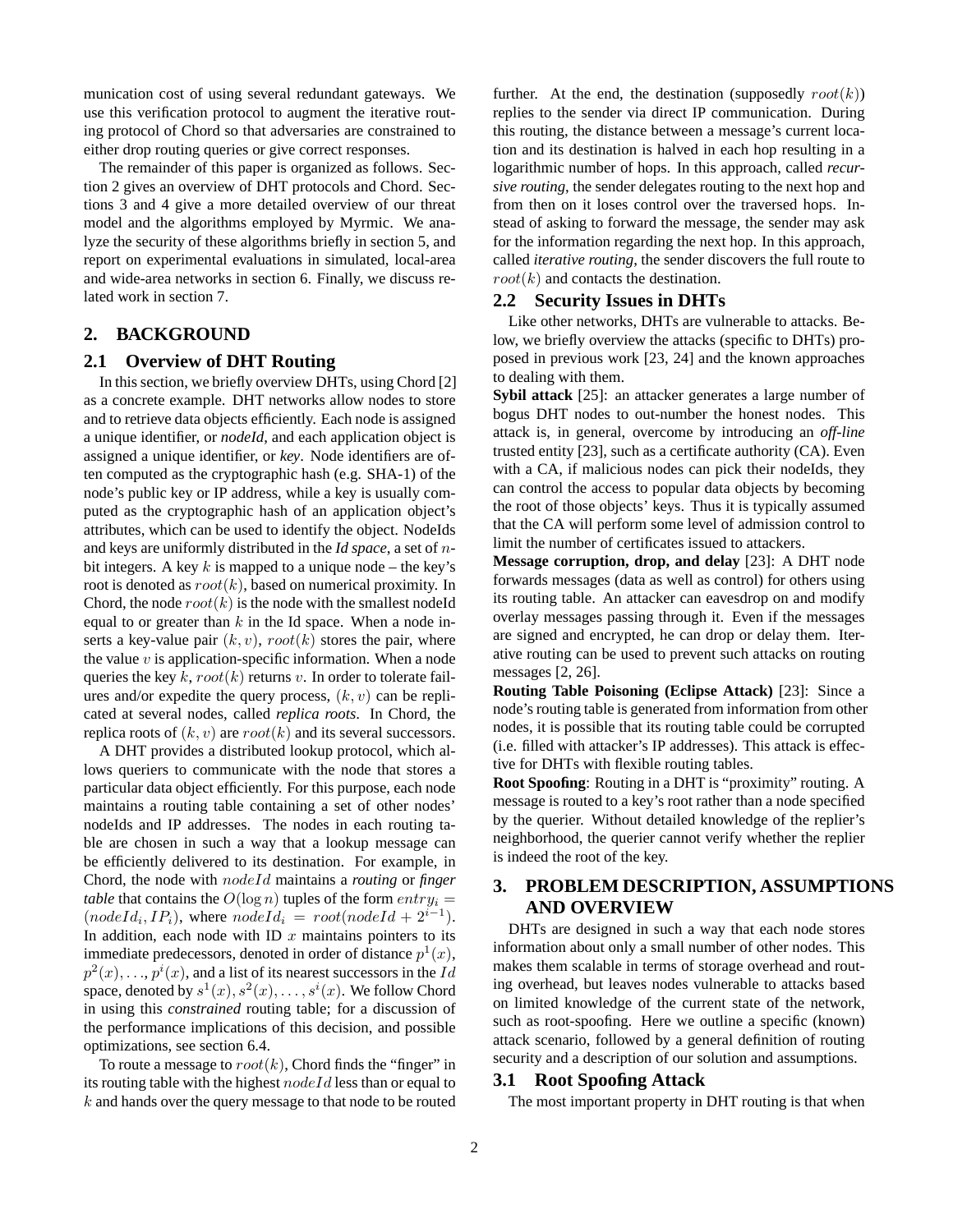munication cost of using several redundant gateways. We use this verification protocol to augment the iterative routing protocol of Chord so that adversaries are constrained to either drop routing queries or give correct responses.

The remainder of this paper is organized as follows. Section 2 gives an overview of DHT protocols and Chord. Sections 3 and 4 give a more detailed overview of our threat model and the algorithms employed by Myrmic. We analyze the security of these algorithms briefly in section 5, and report on experimental evaluations in simulated, local-area and wide-area networks in section 6. Finally, we discuss related work in section 7.

## 2. BACKGROUND

### 2.1 Overview of DHT Routing

In this section, we briefly overview DHTs, using Chord [2] as a concrete example. DHT networks allow nodes to store and to retrieve data objects efficiently. Each node is assigned a unique identifier, or ***nodeId***, and each application object is assigned a unique identifier, or ***key***. Node identifiers are often computed as the cryptographic hash (e.g. SHA-1) of the node's public key or IP address, while a key is usually computed as the cryptographic hash of an application object's attributes, which can be used to identify the object. NodeIds and keys are uniformly distributed in the ***Id space***, a set of $n$-bit integers. A key $k$ is mapped to a unique node – the key's root is denoted as $root(k)$, based on numerical proximity. In Chord, the node $root(k)$ is the node with the smallest nodeId equal to or greater than $k$ in the Id space. When a node inserts a key-value pair $(k, v)$, $root(k)$ stores the pair, where the value $v$ is application-specific information. When a node queries the key $k$, $root(k)$ returns $v$. In order to tolerate failures and/or expedite the query process, $(k, v)$ can be replicated at several nodes, called *replica roots*. In Chord, the replica roots of $(k, v)$ are $root(k)$ and its several successors.

A DHT provides a distributed lookup protocol, which allows queriers to communicate with the node that stores a particular data object efficiently. For this purpose, each node maintains a routing table containing a set of other nodes' nodeIds and IP addresses. The nodes in each routing table are chosen in such a way that a lookup message can be efficiently delivered to its destination. For example, in Chord, the node with $nodeId$ maintains a ***routing*** or ***finger table*** that contains the $O(\log n)$ tuples of the form $entry_i = (nodeId_i, IP_i)$, where $nodeId_i = root(nodeId + 2^{i-1})$. In addition, each node with ID $x$ maintains pointers to its immediate predecessors, denoted in order of distance $p^1(x)$, $p^2(x), \ldots, p^i(x)$, and a list of its nearest successors in the $Id$ space, denoted by $s^1(x), s^2(x), \ldots, s^i(x)$. We follow Chord in using this *constrained* routing table; for a discussion of the performance implications of this decision, and possible optimizations, see section 6.4.

To route a message to $root(k)$, Chord finds the "finger" in its routing table with the highest $nodeId$ less than or equal to $k$ and hands over the query message to that node to be routed further. At the end, the destination (supposedly $root(k)$) replies to the sender via direct IP communication. During this routing, the distance between a message's current location and its destination is halved in each hop resulting in a logarithmic number of hops. In this approach, called *recursive routing*, the sender delegates routing to the next hop and from then on it loses control over the traversed hops. Instead of asking to forward the message, the sender may ask for the information regarding the next hop. In this approach, called *iterative routing*, the sender discovers the full route to $root(k)$ and contacts the destination.

### 2.2 Security Issues in DHTs

Like other networks, DHTs are vulnerable to attacks. Below, we briefly overview the attacks (specific to DHTs) proposed in previous work [23, 24] and the known approaches to dealing with them.

**Sybil attack** [25]: an attacker generates a large number of bogus DHT nodes to out-number the honest nodes. This attack is, in general, overcome by introducing an ***off-line*** trusted entity [23], such as a certificate authority (CA). Even with a CA, if malicious nodes can pick their nodeIds, they can control the access to popular data objects by becoming the root of those objects' keys. Thus it is typically assumed that the CA will perform some level of admission control to limit the number of certificates issued to attackers.

**Message corruption, drop, and delay** [23]: A DHT node forwards messages (data as well as control) for others using its routing table. An attacker can eavesdrop on and modify overlay messages passing through it. Even if the messages are signed and encrypted, he can drop or delay them. Iterative routing can be used to prevent such attacks on routing messages [2, 26].

**Routing Table Poisoning (Eclipse Attack)** [23]: Since a node's routing table is generated from information from other nodes, it is possible that its routing table could be corrupted (i.e. filled with attacker's IP addresses). This attack is effective for DHTs with flexible routing tables.

**Root Spoofing**: Routing in a DHT is "proximity" routing. A message is routed to a key's root rather than a node specified by the querier. Without detailed knowledge of the replier's neighborhood, the querier cannot verify whether the replier is indeed the root of the key.

## 3. PROBLEM DESCRIPTION, ASSUMPTIONS AND OVERVIEW

DHTs are designed in such a way that each node stores information about only a small number of other nodes. This makes them scalable in terms of storage overhead and routing overhead, but leaves nodes vulnerable to attacks based on limited knowledge of the current state of the network, such as root-spoofing. Here we outline a specific (known) attack scenario, followed by a general definition of routing security and a description of our solution and assumptions.

### 3.1 Root Spoofing Attack

The most important property in DHT routing is that when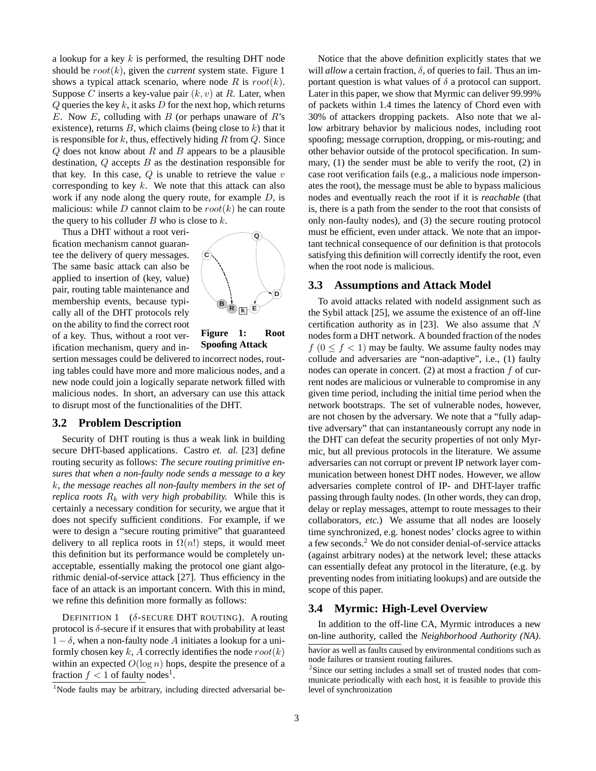a lookup for a key $k$ is performed, the resulting DHT node should be $root(k)$, given the *current* system state. Figure 1 shows a typical attack scenario, where node $R$ is $root(k)$. Suppose $C$ inserts a key-value pair $(k, v)$ at $R$. Later, when $Q$ queries the key $k$, it asks $D$ for the next hop, which returns $E$. Now $E$, colluding with $B$ (or perhaps unaware of $R$'s existence), returns $B$, which claims (being close to $k$) that it is responsible for $k$, thus, effectively hiding $R$ from $Q$. Since $Q$ does not know about $R$ and $B$ appears to be a plausible destination, $Q$ accepts $B$ as the destination responsible for that key. In this case, $Q$ is unable to retrieve the value $v$ corresponding to key $k$. We note that this attack can also work if any node along the query route, for example $D$, is malicious: while $D$ cannot claim to be $root(k)$ he can route the query to his colluder $B$ who is close to $k$.

Thus a DHT without a root verification mechanism cannot guarantee the delivery of query messages. The same basic attack can also be applied to insertion of (key, value) pair, routing table maintenance and membership events, because typically all of the DHT protocols rely on the ability to find the correct root of a key. Thus, without a root verification mechanism, query and insertion messages could be delivered to incorrect nodes, routing tables could have more and more malicious nodes, and a new node could join a logically separate network filled with malicious nodes. In short, an adversary can use this attack to disrupt most of the functionalities of the DHT.

**Figure 1: Root Spoofing Attack**

## 3.2 Problem Description

Security of DHT routing is thus a weak link in building secure DHT-based applications. Castro *et. al.* [23] define routing security as follows: *The secure routing primitive ensures that when a non-faulty node sends a message to a key $k$, the message reaches all non-faulty members in the set of replica roots $R_k$ with very high probability.* While this is certainly a necessary condition for security, we argue that it does not specify sufficient conditions. For example, if we were to design a "secure routing primitive" that guaranteed delivery to all replica roots in $\Omega(n!)$ steps, it would meet this definition but its performance would be completely unacceptable, essentially making the protocol one giant algorithmic denial-of-service attack [27]. Thus efficiency in the face of an attack is an important concern. With this in mind, we refine this definition more formally as follows:

DEFINITION 1 ($\delta$-SECURE DHT ROUTING). A routing protocol is $\delta$-secure if it ensures that with probability at least $1 - \delta$, when a non-faulty node $A$ initiates a lookup for a uniformly chosen key $k$, $A$ correctly identifies the node $root(k)$ within an expected $O(\log n)$ hops, despite the presence of a fraction $f < 1$ of faulty nodes[1].

Notice that the above definition explicitly states that we will *allow* a certain fraction, $\delta$, of queries to fail. Thus an important question is what values of $\delta$ a protocol can support. Later in this paper, we show that Myrmic can deliver 99.99% of packets within 1.4 times the latency of Chord even with 30% of attackers dropping packets. Also note that we allow arbitrary behavior by malicious nodes, including root spoofing; message corruption, dropping, or mis-routing; and other behavior outside of the protocol specification. In summary, (1) the sender must be able to verify the root, (2) in case root verification fails (e.g., a malicious node impersonates the root), the message must be able to bypass malicious nodes and eventually reach the root if it is *reachable* (that is, there is a path from the sender to the root that consists of only non-faulty nodes), and (3) the secure routing protocol must be efficient, even under attack. We note that an important technical consequence of our definition is that protocols satisfying this definition will correctly identify the root, even when the root node is malicious.

## 3.3 Assumptions and Attack Model

To avoid attacks related with nodeId assignment such as the Sybil attack [25], we assume the existence of an off-line certification authority as in [23]. We also assume that $N$ nodes form a DHT network. A bounded fraction of the nodes $f$ $(0 \leq f < 1)$ may be faulty. We assume faulty nodes may collude and adversaries are "non-adaptive", i.e., (1) faulty nodes can operate in concert. (2) at most a fraction $f$ of current nodes are malicious or vulnerable to compromise in any given time period, including the initial time period when the network bootstraps. The set of vulnerable nodes, however, are not chosen by the adversary. We note that a "fully adaptive adversary" that can instantaneously corrupt any node in the DHT can defeat the security properties of not only Myrmic, but all previous protocols in the literature. We assume adversaries can not corrupt or prevent IP network layer communication between honest DHT nodes. However, we allow adversaries complete control of IP- and DHT-layer traffic passing through faulty nodes. (In other words, they can drop, delay or replay messages, attempt to route messages to their collaborators, *etc.*) We assume that all nodes are loosely time synchronized, e.g. honest nodes' clocks agree to within a few seconds.[2] We do not consider denial-of-service attacks (against arbitrary nodes) at the network level; these attacks can essentially defeat any protocol in the literature, (e.g. by preventing nodes from initiating lookups) and are outside the scope of this paper.

## 3.4 Myrmic: High-Level Overview

In addition to the off-line CA, Myrmic introduces a new on-line authority, called the *Neighborhood Authority (NA)*.

[1] Node faults may be arbitrary, including directed adversarial behavior as well as faults caused by environmental conditions such as node failures or transient routing failures.

[2] Since our setting includes a small set of trusted nodes that communicate periodically with each host, it is feasible to provide this level of synchronization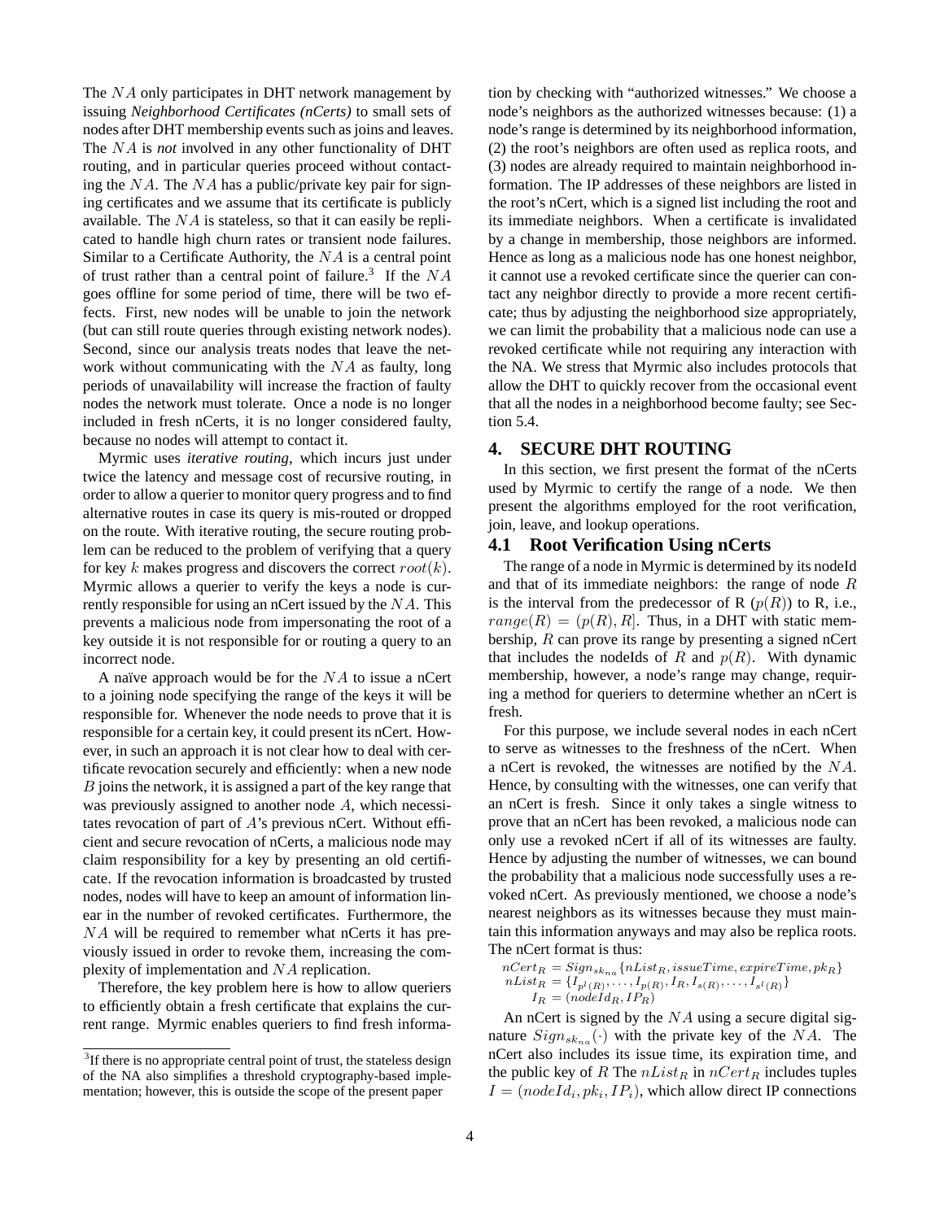The $NA$ only participates in DHT network management by issuing *Neighborhood Certificates (nCerts)* to small sets of nodes after DHT membership events such as joins and leaves. The $NA$ is *not* involved in any other functionality of DHT routing, and in particular queries proceed without contacting the $NA$. The $NA$ has a public/private key pair for signing certificates and we assume that its certificate is publicly available. The $NA$ is stateless, so that it can easily be replicated to handle high churn rates or transient node failures. Similar to a Certificate Authority, the $NA$ is a central point of trust rather than a central point of failure.[3] If the $NA$ goes offline for some period of time, there will be two effects. First, new nodes will be unable to join the network (but can still route queries through existing network nodes). Second, since our analysis treats nodes that leave the network without communicating with the $NA$ as faulty, long periods of unavailability will increase the fraction of faulty nodes the network must tolerate. Once a node is no longer included in fresh nCerts, it is no longer considered faulty, because no nodes will attempt to contact it.

Myrmic uses *iterative routing*, which incurs just under twice the latency and message cost of recursive routing, in order to allow a querier to monitor query progress and to find alternative routes in case its query is mis-routed or dropped on the route. With iterative routing, the secure routing problem can be reduced to the problem of verifying that a query for key $k$ makes progress and discovers the correct $root(k)$. Myrmic allows a querier to verify the keys a node is currently responsible for using an nCert issued by the $NA$. This prevents a malicious node from impersonating the root of a key outside it is not responsible for or routing a query to an incorrect node.

A naïve approach would be for the $NA$ to issue a nCert to a joining node specifying the range of the keys it will be responsible for. Whenever the node needs to prove that it is responsible for a certain key, it could present its nCert. However, in such an approach it is not clear how to deal with certificate revocation securely and efficiently: when a new node $B$ joins the network, it is assigned a part of the key range that was previously assigned to another node $A$, which necessitates revocation of part of $A$'s previous nCert. Without efficient and secure revocation of nCerts, a malicious node may claim responsibility for a key by presenting an old certificate. If the revocation information is broadcasted by trusted nodes, nodes will have to keep an amount of information linear in the number of revoked certificates. Furthermore, the $NA$ will be required to remember what nCerts it has previously issued in order to revoke them, increasing the complexity of implementation and $NA$ replication.

Therefore, the key problem here is how to allow queriers to efficiently obtain a fresh certificate that explains the current range. Myrmic enables queriers to find fresh information by checking with "authorized witnesses." We choose a node's neighbors as the authorized witnesses because: (1) a node's range is determined by its neighborhood information, (2) the root's neighbors are often used as replica roots, and (3) nodes are already required to maintain neighborhood information. The IP addresses of these neighbors are listed in the root's nCert, which is a signed list including the root and its immediate neighbors. When a certificate is invalidated by a change in membership, those neighbors are informed. Hence as long as a malicious node has one honest neighbor, it cannot use a revoked certificate since the querier can contact any neighbor directly to provide a more recent certificate; thus by adjusting the neighborhood size appropriately, we can limit the probability that a malicious node can use a revoked certificate while not requiring any interaction with the NA. We stress that Myrmic also includes protocols that allow the DHT to quickly recover from the occasional event that all the nodes in a neighborhood become faulty; see Section 5.4.

## 4. SECURE DHT ROUTING

In this section, we first present the format of the nCerts used by Myrmic to certify the range of a node. We then present the algorithms employed for the root verification, join, leave, and lookup operations.

### 4.1 Root Verification Using nCerts

The range of a node in Myrmic is determined by its nodeId and that of its immediate neighbors: the range of node $R$ is the interval from the predecessor of R ($p(R)$) to R, i.e., $range(R) = (p(R), R]$. Thus, in a DHT with static membership, $R$ can prove its range by presenting a signed nCert that includes the nodeIds of $R$ and $p(R)$. With dynamic membership, however, a node's range may change, requiring a method for queriers to determine whether an nCert is fresh.

For this purpose, we include several nodes in each nCert to serve as witnesses to the freshness of the nCert. When a nCert is revoked, the witnesses are notified by the $NA$. Hence, by consulting with the witnesses, one can verify that an nCert is fresh. Since it only takes a single witness to prove that an nCert has been revoked, a malicious node can only use a revoked nCert if all of its witnesses are faulty. Hence by adjusting the number of witnesses, we can bound the probability that a malicious node successfully uses a revoked nCert. As previously mentioned, we choose a node's nearest neighbors as its witnesses because they must maintain this information anyways and may also be replica roots. The nCert format is thus:

$$nCert_R = Sign_{sk_{na}}\{nList_R, issueTime, expireTime, pk_R\}$$
$$nList_R = \{I_{p^l(R)}, \ldots, I_{p(R)}, I_R, I_{s(R)}, \ldots, I_{s^l(R)}\}$$
$$I_R = (nodeId_R, IP_R)$$

An nCert is signed by the $NA$ using a secure digital signature $Sign_{sk_{na}}(\cdot)$ with the private key of the $NA$. The nCert also includes its issue time, its expiration time, and the public key of $R$ The $nList_R$ in $nCert_R$ includes tuples $I = (nodeId_i, pk_i, IP_i)$, which allow direct IP connections

[3] If there is no appropriate central point of trust, the stateless design of the NA also simplifies a threshold cryptography-based implementation; however, this is outside the scope of the present paper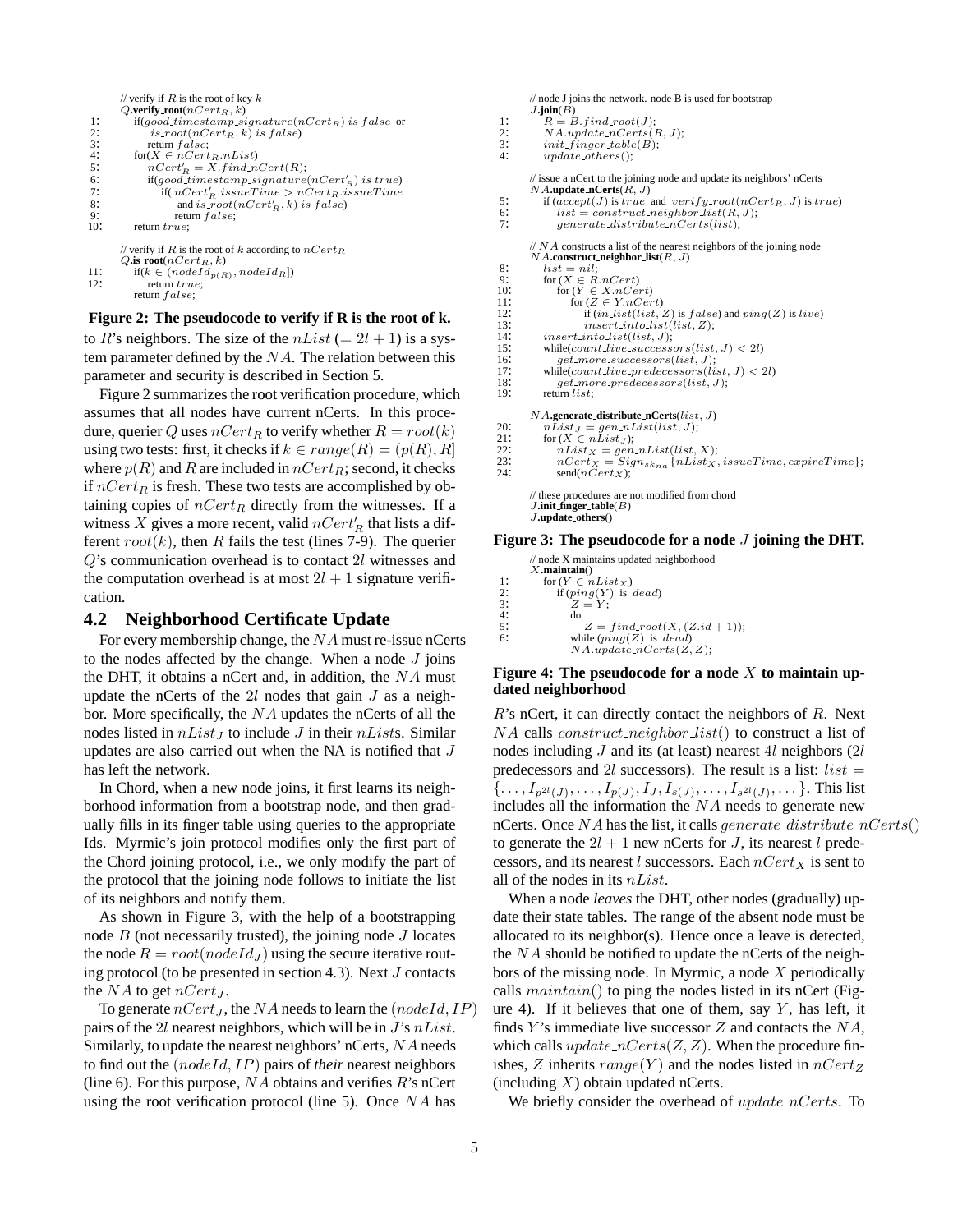```
    // verify if R is the root of key k
    Q.verify_root(nCert_R, k)
1:     if(good_timestamp_signature(nCert_R) is false or
2:        is_root(nCert_R, k) is false)
3:        return false;
4:     for(X ∈ nCert_R.nList)
5:        nCert'_R = X.find_nCert(R);
6:        if(good_timestamp_signature(nCert'_R) is true)
7:           if( nCert'_R.issueTime > nCert_R.issueTime
8:              and is_root(nCert'_R, k) is false)
9:              return false;
10:    return true;

    // verify if R is the root of k according to nCert_R
    Q.is_root(nCert_R, k)
11:    if(k ∈ (nodeId_p(R), nodeId_R])
12:       return true;
       return false;
```

**Figure 2: The pseudocode to verify if R is the root of k.**

to $R$'s neighbors. The size of the $nList$ ($= 2l + 1$) is a system parameter defined by the $NA$. The relation between this parameter and security is described in Section 5.

Figure 2 summarizes the root verification procedure, which assumes that all nodes have current nCerts. In this procedure, querier $Q$ uses $nCert_R$ to verify whether $R = root(k)$ using two tests: first, it checks if $k \in range(R) = (p(R), R]$ where $p(R)$ and $R$ are included in $nCert_R$; second, it checks if $nCert_R$ is fresh. These two tests are accomplished by obtaining copies of $nCert_R$ directly from the witnesses. If a witness $X$ gives a more recent, valid $nCert'_R$ that lists a different $root(k)$, then $R$ fails the test (lines 7-9). The querier $Q$'s communication overhead is to contact $2l$ witnesses and the computation overhead is at most $2l + 1$ signature verification.

## 4.2 Neighborhood Certificate Update

For every membership change, the $NA$ must re-issue nCerts to the nodes affected by the change. When a node $J$ joins the DHT, it obtains a nCert and, in addition, the $NA$ must update the nCerts of the $2l$ nodes that gain $J$ as a neighbor. More specifically, the $NA$ updates the nCerts of all the nodes listed in $nList_J$ to include $J$ in their $nList$s. Similar updates are also carried out when the NA is notified that $J$ has left the network.

In Chord, when a new node joins, it first learns its neighborhood information from a bootstrap node, and then gradually fills in its finger table using queries to the appropriate Ids. Myrmic's join protocol modifies only the first part of the Chord joining protocol, i.e., we only modify the part of the protocol that the joining node follows to initiate the list of its neighbors and notify them.

As shown in Figure 3, with the help of a bootstrapping node $B$ (not necessarily trusted), the joining node $J$ locates the node $R = root(nodeId_J)$ using the secure iterative routing protocol (to be presented in section 4.3). Next $J$ contacts the $NA$ to get $nCert_J$.

To generate $nCert_J$, the $NA$ needs to learn the $(nodeId, IP)$ pairs of the $2l$ nearest neighbors, which will be in $J$'s $nList$. Similarly, to update the nearest neighbors' nCerts, $NA$ needs to find out the $(nodeId, IP)$ pairs of *their* nearest neighbors (line 6). For this purpose, $NA$ obtains and verifies $R$'s nCert using the root verification protocol (line 5). Once $NA$ has $R$'s nCert, it can directly contact the neighbors of $R$. Next $NA$ calls $construct\_neighbor\_list()$ to construct a list of nodes including $J$ and its (at least) nearest $4l$ neighbors ($2l$ predecessors and $2l$ successors). The result is a list: $list = \{\ldots, I_{p^{2l}(J)}, \ldots, I_{p(J)}, I_J, I_{s(J)}, \ldots, I_{s^{2l}(J)}, \ldots\}$. This list includes all the information the $NA$ needs to generate new nCerts. Once $NA$ has the list, it calls $generate\_distribute\_nCerts()$ to generate the $2l + 1$ new nCerts for $J$, its nearest $l$ predecessors, and its nearest $l$ successors. Each $nCert_X$ is sent to all of the nodes in its $nList$.

```
    // node J joins the network. node B is used for bootstrap
    J.join(B)
1:     R = B.find_root(J);
2:     NA.update_nCerts(R, J);
3:     init_finger_table(B);
4:     update_others();

    // issue a nCert to the joining node and update its neighbors' nCerts
    NA.update_nCerts(R, J)
5:     if (accept(J) is true and verify_root(nCert_R, J) is true)
6:        list = construct_neighbor_list(R, J);
7:        generate_distribute_nCerts(list);

    // NA constructs a list of the nearest neighbors of the joining node
    NA.construct_neighbor_list(R, J)
8:     list = nil;
9:     for (X ∈ R.nCert)
10:       for (Y ∈ X.nCert)
11:          for (Z ∈ Y.nCert)
12:             if (in_list(list, Z) is false) and ping(Z) is live)
13:                insert_into_list(list, Z);
14:    insert_into_list(list, J);
15:    while(count_live_successors(list, J) < 2l)
16:       get_more_successors(list, J);
17:    while(count_live_predecessors(list, J) < 2l)
18:       get_more_predecessors(list, J);
19:    return list;

    NA.generate_distribute_nCerts(list, J)
20:    nList_J = gen_nList(list, J);
21:    for (X ∈ nList_J)
22:       nList_X = gen_nList(list, X);
23:       nCert_X = Sign_sk_na{nList_X, issueTime, expireTime};
24:       send(nCert_X);

    // these procedures are not modified from chord
    J.init_finger_table(B)
    J.update_others()
```

**Figure 3: The pseudocode for a node $J$ joining the DHT.**

```
    // node X maintains updated neighborhood
    X.maintain()
1:     for (Y ∈ nList_X)
2:        if (ping(Y) is dead)
3:           Z = Y;
4:           do
5:              Z = find_root(X, (Z.id + 1));
6:           while (ping(Z) is dead)
             NA.update_nCerts(Z, Z);
```

**Figure 4: The pseudocode for a node $X$ to maintain updated neighborhood**

When a node *leaves* the DHT, other nodes (gradually) update their state tables. The range of the absent node must be allocated to its neighbor(s). Hence once a leave is detected, the $NA$ should be notified to update the nCerts of the neighbors of the missing node. In Myrmic, a node $X$ periodically calls $maintain()$ to ping the nodes listed in its nCert (Figure 4). If it believes that one of them, say $Y$, has left, it finds $Y$'s immediate live successor $Z$ and contacts the $NA$, which calls $update\_nCerts(Z, Z)$. When the procedure finishes, $Z$ inherits $range(Y)$ and the nodes listed in $nCert_Z$ (including $X$) obtain updated nCerts.

We briefly consider the overhead of $update\_nCerts$. To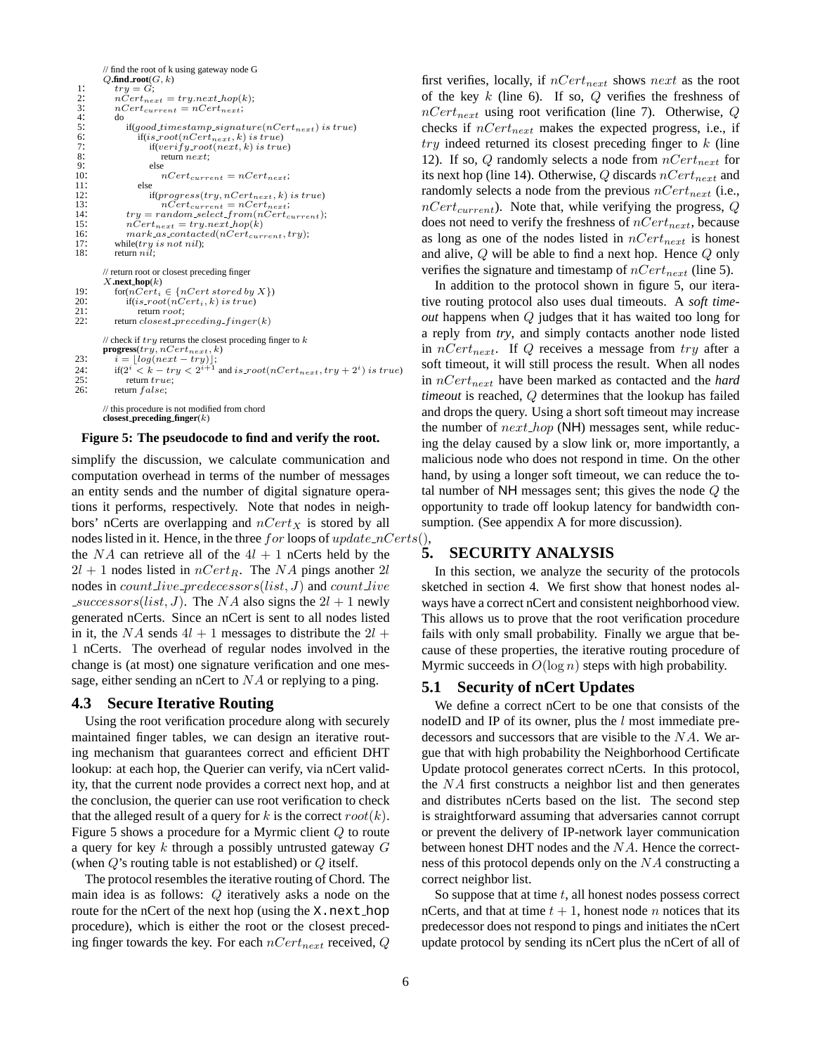```
      // find the root of k using gateway node G
      Q.find_root(G, k)
 1:     try = G;
 2:     nCert_next = try.next_hop(k);
 3:     nCert_current = nCert_next;
 4:     do
 5:         if(good_timestamp_signature(nCert_next) is true)
 6:             if(is_root(nCert_next, k) is true)
 7:                 if(verify_root(next, k) is true)
 8:                     return next;
 9:                 else
10:                     nCert_current = nCert_next;
11:             else
12:                 if(progress(try, nCert_next, k) is true)
13:                     nCert_current = nCert_next;
14:         try = random_select_from(nCert_current);
15:         nCert_next = try.next_hop(k)
16:         mark_as_contacted(nCert_current, try);
17:     while(try is not nil);
18:     return nil;

      // return root or closest preceding finger
      X.next_hop(k)
19:     for(nCert_i ∈ {nCert stored by X})
20:         if(is_root(nCert_i, k) is true)
21:             return root;
22:     return closest_preceding_finger(k)

      // check if try returns the closest proceding finger to k
      progress(try, nCert_next, k)
23:     i = ⌊log(next − try)⌋;
24:     if(2^i < k − try < 2^(i+1) and is_root(nCert_next, try + 2^i) is true)
25:         return true;
26:     return false;

      // this procedure is not modified from chord
      closest_preceding_finger(k)
```

**Figure 5: The pseudocode to find and verify the root.**

simplify the discussion, we calculate communication and computation overhead in terms of the number of messages an entity sends and the number of digital signature operations it performs, respectively. Note that nodes in neighbors' nCerts are overlapping and $nCert_X$ is stored by all nodes listed in it. Hence, in the three $for$ loops of $update\_nCerts()$, the $NA$ can retrieve all of the $4l + 1$ nCerts held by the $2l + 1$ nodes listed in $nCert_R$. The $NA$ pings another $2l$ nodes in $count\_live\_predecessors(list, J)$ and $count\_live\_successors(list, J)$. The $NA$ also signs the $2l + 1$ newly generated nCerts. Since an nCert is sent to all nodes listed in it, the $NA$ sends $4l + 1$ messages to distribute the $2l + 1$ nCerts. The overhead of regular nodes involved in the change is (at most) one signature verification and one message, either sending an nCert to $NA$ or replying to a ping.

### 4.3 Secure Iterative Routing

Using the root verification procedure along with securely maintained finger tables, we can design an iterative routing mechanism that guarantees correct and efficient DHT lookup: at each hop, the Querier can verify, via nCert validity, that the current node provides a correct next hop, and at the conclusion, the querier can use root verification to check that the alleged result of a query for $k$ is the correct $root(k)$. Figure 5 shows a procedure for a Myrmic client $Q$ to route a query for key $k$ through a possibly untrusted gateway $G$ (when $Q$'s routing table is not established) or $Q$ itself.

The protocol resembles the iterative routing of Chord. The main idea is as follows: $Q$ iteratively asks a node on the route for the nCert of the next hop (using the `X.next_hop` procedure), which is either the root or the closest preceding finger towards the key. For each $nCert_{next}$ received, $Q$ first verifies, locally, if $nCert_{next}$ shows $next$ as the root of the key $k$ (line 6). If so, $Q$ verifies the freshness of $nCert_{next}$ using root verification (line 7). Otherwise, $Q$ checks if $nCert_{next}$ makes the expected progress, i.e., if $try$ indeed returned its closest preceding finger to $k$ (line 12). If so, $Q$ randomly selects a node from $nCert_{next}$ for its next hop (line 14). Otherwise, $Q$ discards $nCert_{next}$ and randomly selects a node from the previous $nCert_{next}$ (i.e., $nCert_{current}$). Note that, while verifying the progress, $Q$ does not need to verify the freshness of $nCert_{next}$, because as long as one of the nodes listed in $nCert_{next}$ is honest and alive, $Q$ will be able to find a next hop. Hence $Q$ only verifies the signature and timestamp of $nCert_{next}$ (line 5).

In addition to the protocol shown in figure 5, our iterative routing protocol also uses dual timeouts. A ***soft timeout*** happens when $Q$ judges that it has waited too long for a reply from ***try***, and simply contacts another node listed in $nCert_{next}$. If $Q$ receives a message from $try$ after a soft timeout, it will still process the result. When all nodes in $nCert_{next}$ have been marked as contacted and the ***hard timeout*** is reached, $Q$ determines that the lookup has failed and drops the query. Using a short soft timeout may increase the number of $next\_hop$ (NH) messages sent, while reducing the delay caused by a slow link or, more importantly, a malicious node who does not respond in time. On the other hand, by using a longer soft timeout, we can reduce the total number of NH messages sent; this gives the node $Q$ the opportunity to trade off lookup latency for bandwidth consumption. (See appendix A for more discussion).

## 5. SECURITY ANALYSIS

In this section, we analyze the security of the protocols sketched in section 4. We first show that honest nodes always have a correct nCert and consistent neighborhood view. This allows us to prove that the root verification procedure fails with only small probability. Finally we argue that because of these properties, the iterative routing procedure of Myrmic succeeds in $O(\log n)$ steps with high probability.

### 5.1 Security of nCert Updates

We define a correct nCert to be one that consists of the nodeID and IP of its owner, plus the $l$ most immediate predecessors and successors that are visible to the $NA$. We argue that with high probability the Neighborhood Certificate Update protocol generates correct nCerts. In this protocol, the $NA$ first constructs a neighbor list and then generates and distributes nCerts based on the list. The second step is straightforward assuming that adversaries cannot corrupt or prevent the delivery of IP-network layer communication between honest DHT nodes and the $NA$. Hence the correctness of this protocol depends only on the $NA$ constructing a correct neighbor list.

So suppose that at time $t$, all honest nodes possess correct nCerts, and that at time $t+1$, honest node $n$ notices that its predecessor does not respond to pings and initiates the nCert update protocol by sending its nCert plus the nCert of all of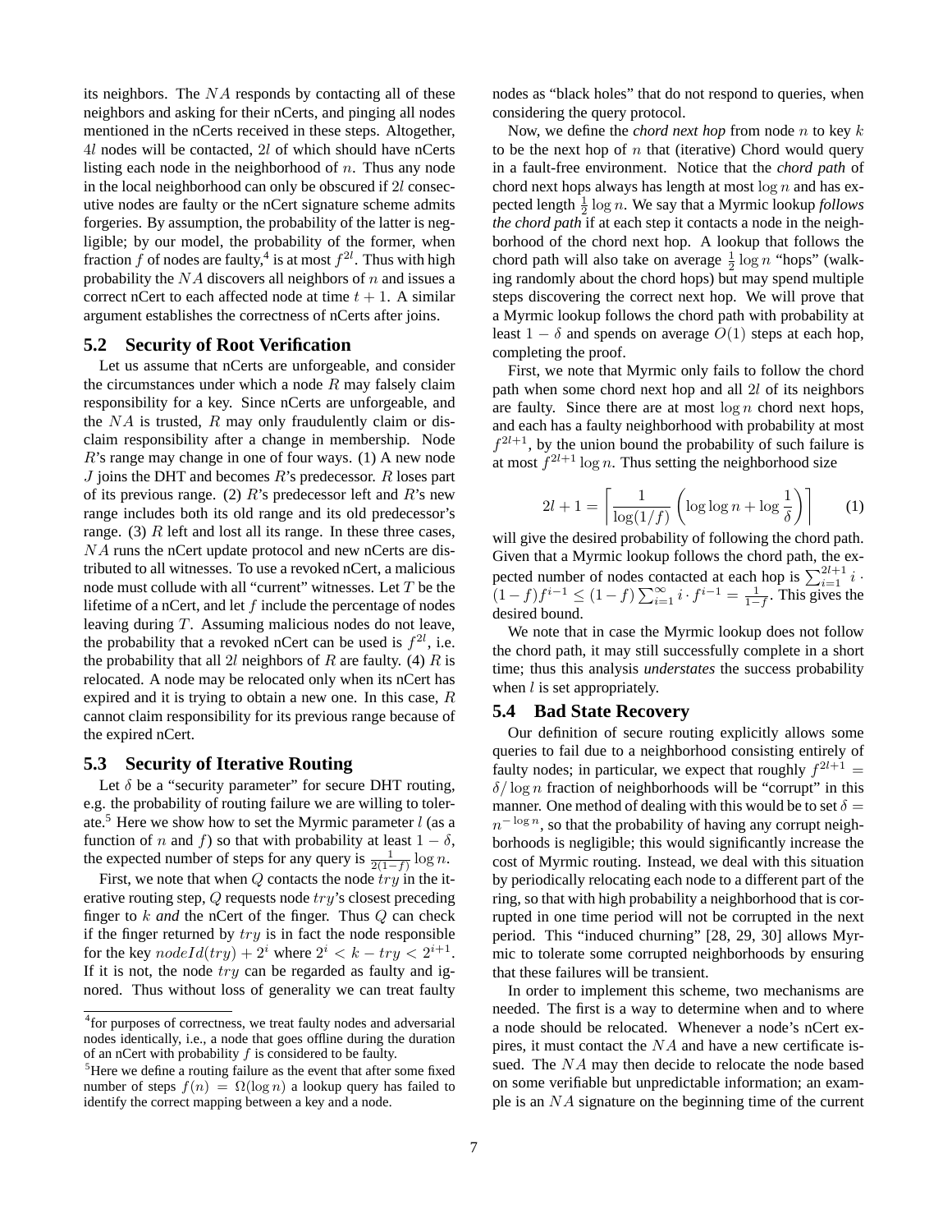its neighbors. The $NA$ responds by contacting all of these neighbors and asking for their nCerts, and pinging all nodes mentioned in the nCerts received in these steps. Altogether, $4l$ nodes will be contacted, $2l$ of which should have nCerts listing each node in the neighborhood of $n$. Thus any node in the local neighborhood can only be obscured if $2l$ consecutive nodes are faulty or the nCert signature scheme admits forgeries. By assumption, the probability of the latter is negligible; by our model, the probability of the former, when fraction $f$ of nodes are faulty,[4] is at most $f^{2l}$. Thus with high probability the $NA$ discovers all neighbors of $n$ and issues a correct nCert to each affected node at time $t+1$. A similar argument establishes the correctness of nCerts after joins.

## 5.2 Security of Root Verification

Let us assume that nCerts are unforgeable, and consider the circumstances under which a node $R$ may falsely claim responsibility for a key. Since nCerts are unforgeable, and the $NA$ is trusted, $R$ may only fraudulently claim or disclaim responsibility after a change in membership. Node $R$'s range may change in one of four ways. (1) A new node $J$ joins the DHT and becomes $R$'s predecessor. $R$ loses part of its previous range. (2) $R$'s predecessor left and $R$'s new range includes both its old range and its old predecessor's range. (3) $R$ left and lost all its range. In these three cases, $NA$ runs the nCert update protocol and new nCerts are distributed to all witnesses. To use a revoked nCert, a malicious node must collude with all "current" witnesses. Let $T$ be the lifetime of a nCert, and let $f$ include the percentage of nodes leaving during $T$. Assuming malicious nodes do not leave, the probability that a revoked nCert can be used is $f^{2l}$, i.e. the probability that all $2l$ neighbors of $R$ are faulty. (4) $R$ is relocated. A node may be relocated only when its nCert has expired and it is trying to obtain a new one. In this case, $R$ cannot claim responsibility for its previous range because of the expired nCert.

## 5.3 Security of Iterative Routing

Let $\delta$ be a "security parameter" for secure DHT routing, e.g. the probability of routing failure we are willing to tolerate.[5] Here we show how to set the Myrmic parameter $l$ (as a function of $n$ and $f$) so that with probability at least $1-\delta$, the expected number of steps for any query is $\frac{1}{2(1-f)}\log n$.

First, we note that when $Q$ contacts the node $try$ in the iterative routing step, $Q$ requests node $try$'s closest preceding finger to $k$ *and* the nCert of the finger. Thus $Q$ can check if the finger returned by $try$ is in fact the node responsible for the key $nodeId(try) + 2^i$ where $2^i < k - try < 2^{i+1}$. If it is not, the node $try$ can be regarded as faulty and ignored. Thus without loss of generality we can treat faulty nodes as "black holes" that do not respond to queries, when considering the query protocol.

Now, we define the *chord next hop* from node $n$ to key $k$ to be the next hop of $n$ that (iterative) Chord would query in a fault-free environment. Notice that the *chord path* of chord next hops always has length at most $\log n$ and has expected length $\frac{1}{2}\log n$. We say that a Myrmic lookup *follows the chord path* if at each step it contacts a node in the neighborhood of the chord next hop. A lookup that follows the chord path will also take on average $\frac{1}{2}\log n$ "hops" (walking randomly about the chord hops) but may spend multiple steps discovering the correct next hop. We will prove that a Myrmic lookup follows the chord path with probability at least $1-\delta$ and spends on average $O(1)$ steps at each hop, completing the proof.

First, we note that Myrmic only fails to follow the chord path when some chord next hop and all $2l$ of its neighbors are faulty. Since there are at most $\log n$ chord next hops, and each has a faulty neighborhood with probability at most $f^{2l+1}$, by the union bound the probability of such failure is at most $f^{2l+1}\log n$. Thus setting the neighborhood size

$$2l+1 = \left\lceil \frac{1}{\log(1/f)}\left(\log\log n + \log\frac{1}{\delta}\right)\right\rceil \qquad (1)$$

will give the desired probability of following the chord path. Given that a Myrmic lookup follows the chord path, the expected number of nodes contacted at each hop is $\sum_{i=1}^{2l+1} i \cdot (1-f)f^{i-1} \leq (1-f)\sum_{i=1}^{\infty} i \cdot f^{i-1} = \frac{1}{1-f}$. This gives the desired bound.

We note that in case the Myrmic lookup does not follow the chord path, it may still successfully complete in a short time; thus this analysis *understates* the success probability when $l$ is set appropriately.

## 5.4 Bad State Recovery

Our definition of secure routing explicitly allows some queries to fail due to a neighborhood consisting entirely of faulty nodes; in particular, we expect that roughly $f^{2l+1} = \delta/\log n$ fraction of neighborhoods will be "corrupt" in this manner. One method of dealing with this would be to set $\delta = n^{-\log n}$, so that the probability of having any corrupt neighborhoods is negligible; this would significantly increase the cost of Myrmic routing. Instead, we deal with this situation by periodically relocating each node to a different part of the ring, so that with high probability a neighborhood that is corrupted in one time period will not be corrupted in the next period. This "induced churning" [28, 29, 30] allows Myrmic to tolerate some corrupted neighborhoods by ensuring that these failures will be transient.

In order to implement this scheme, two mechanisms are needed. The first is a way to determine when and to where a node should be relocated. Whenever a node's nCert expires, it must contact the $NA$ and have a new certificate issued. The $NA$ may then decide to relocate the node based on some verifiable but unpredictable information; an example is an $NA$ signature on the beginning time of the current

[4] for purposes of correctness, we treat faulty nodes and adversarial nodes identically, i.e., a node that goes offline during the duration of an nCert with probability $f$ is considered to be faulty.

[5] Here we define a routing failure as the event that after some fixed number of steps $f(n) = \Omega(\log n)$ a lookup query has failed to identify the correct mapping between a key and a node.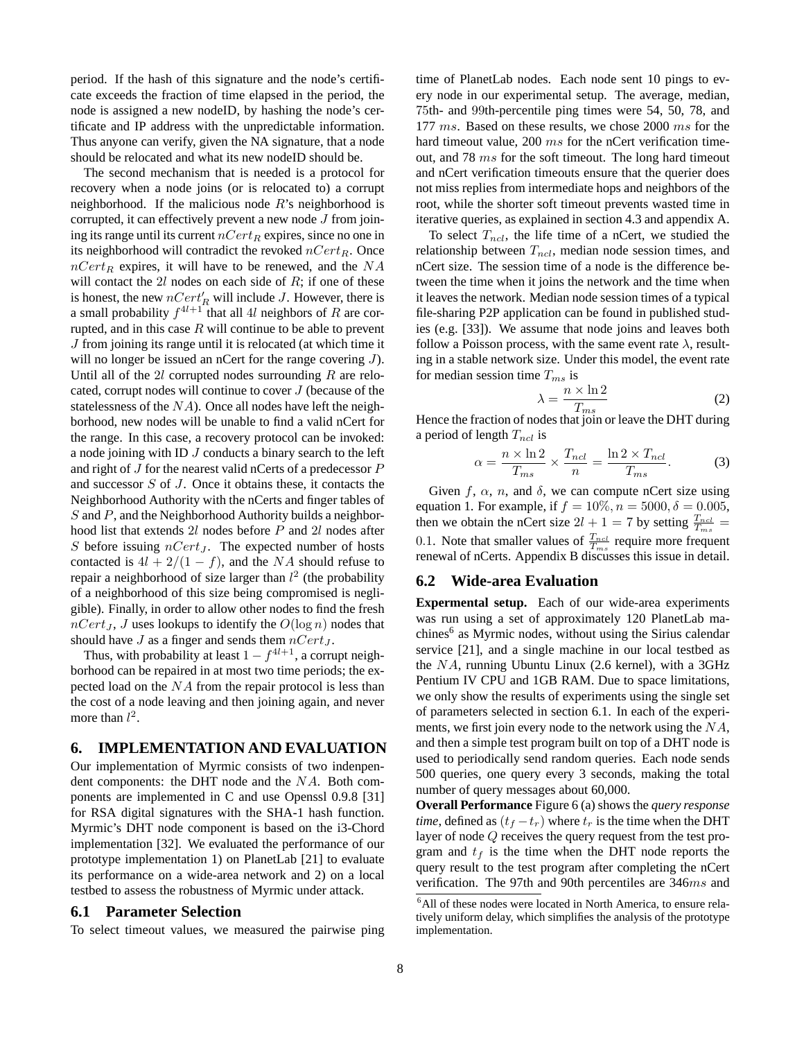period. If the hash of this signature and the node's certificate exceeds the fraction of time elapsed in the period, the node is assigned a new nodeID, by hashing the node's certificate and IP address with the unpredictable information. Thus anyone can verify, given the NA signature, that a node should be relocated and what its new nodeID should be.

The second mechanism that is needed is a protocol for recovery when a node joins (or is relocated to) a corrupt neighborhood. If the malicious node $R$'s neighborhood is corrupted, it can effectively prevent a new node $J$ from joining its range until its current $nCert_R$ expires, since no one in its neighborhood will contradict the revoked $nCert_R$. Once $nCert_R$ expires, it will have to be renewed, and the $NA$ will contact the $2l$ nodes on each side of $R$; if one of these is honest, the new $nCert'_R$ will include $J$. However, there is a small probability $f^{4l+1}$ that all $4l$ neighbors of $R$ are corrupted, and in this case $R$ will continue to be able to prevent $J$ from joining its range until it is relocated (at which time it will no longer be issued an nCert for the range covering $J$). Until all of the $2l$ corrupted nodes surrounding $R$ are relocated, corrupt nodes will continue to cover $J$ (because of the statelessness of the $NA$). Once all nodes have left the neighborhood, new nodes will be unable to find a valid nCert for the range. In this case, a recovery protocol can be invoked: a node joining with ID $J$ conducts a binary search to the left and right of $J$ for the nearest valid nCerts of a predecessor $P$ and successor $S$ of $J$. Once it obtains these, it contacts the Neighborhood Authority with the nCerts and finger tables of $S$ and $P$, and the Neighborhood Authority builds a neighborhood list that extends $2l$ nodes before $P$ and $2l$ nodes after $S$ before issuing $nCert_J$. The expected number of hosts contacted is $4l + 2/(1-f)$, and the $NA$ should refuse to repair a neighborhood of size larger than $l^2$ (the probability of a neighborhood of this size being compromised is negligible). Finally, in order to allow other nodes to find the fresh $nCert_J$, $J$ uses lookups to identify the $O(\log n)$ nodes that should have $J$ as a finger and sends them $nCert_J$.

Thus, with probability at least $1 - f^{4l+1}$, a corrupt neighborhood can be repaired in at most two time periods; the expected load on the $NA$ from the repair protocol is less than the cost of a node leaving and then joining again, and never more than $l^2$.

## 6. IMPLEMENTATION AND EVALUATION

Our implementation of Myrmic consists of two indenpendent components: the DHT node and the $NA$. Both components are implemented in C and use Openssl 0.9.8 [31] for RSA digital signatures with the SHA-1 hash function. Myrmic's DHT node component is based on the i3-Chord implementation [32]. We evaluated the performance of our prototype implementation 1) on PlanetLab [21] to evaluate its performance on a wide-area network and 2) on a local testbed to assess the robustness of Myrmic under attack.

### 6.1 Parameter Selection

To select timeout values, we measured the pairwise ping time of PlanetLab nodes. Each node sent 10 pings to every node in our experimental setup. The average, median, 75th- and 99th-percentile ping times were 54, 50, 78, and 177 $ms$. Based on these results, we chose 2000 $ms$ for the hard timeout value, 200 $ms$ for the nCert verification timeout, and 78 $ms$ for the soft timeout. The long hard timeout and nCert verification timeouts ensure that the querier does not miss replies from intermediate hops and neighbors of the root, while the shorter soft timeout prevents wasted time in iterative queries, as explained in section 4.3 and appendix A.

To select $T_{ncl}$, the life time of a nCert, we studied the relationship between $T_{ncl}$, median node session times, and nCert size. The session time of a node is the difference between the time when it joins the network and the time when it leaves the network. Median node session times of a typical file-sharing P2P application can be found in published studies (e.g. [33]). We assume that node joins and leaves both follow a Poisson process, with the same event rate $\lambda$, resulting in a stable network size. Under this model, the event rate for median session time $T_{ms}$ is

$$\lambda = \frac{n \times \ln 2}{T_{ms}} \tag{2}$$

Hence the fraction of nodes that join or leave the DHT during a period of length $T_{ncl}$ is

$$\alpha = \frac{n \times \ln 2}{T_{ms}} \times \frac{T_{ncl}}{n} = \frac{\ln 2 \times T_{ncl}}{T_{ms}}. \tag{3}$$

Given $f$, $\alpha$, $n$, and $\delta$, we can compute nCert size using equation 1. For example, if $f = 10\%, n = 5000, \delta = 0.005$, then we obtain the nCert size $2l + 1 = 7$ by setting $\frac{T_{ncl}}{T_{ms}} = 0.1$. Note that smaller values of $\frac{T_{ncl}}{T_{ms}}$ require more frequent renewal of nCerts. Appendix B discusses this issue in detail.

### 6.2 Wide-area Evaluation

**Expermental setup.** Each of our wide-area experiments was run using a set of approximately 120 PlanetLab machines[6] as Myrmic nodes, without using the Sirius calendar service [21], and a single machine in our local testbed as the $NA$, running Ubuntu Linux (2.6 kernel), with a 3GHz Pentium IV CPU and 1GB RAM. Due to space limitations, we only show the results of experiments using the single set of parameters selected in section 6.1. In each of the experiments, we first join every node to the network using the $NA$, and then a simple test program built on top of a DHT node is used to periodically send random queries. Each node sends 500 queries, one query every 3 seconds, making the total number of query messages about 60,000.

**Overall Performance** Figure 6 (a) shows the *query response time*, defined as $(t_f - t_r)$ where $t_r$ is the time when the DHT layer of node $Q$ receives the query request from the test program and $t_f$ is the time when the DHT node reports the query result to the test program after completing the nCert verification. The 97th and 90th percentiles are 346$ms$ and

[6] All of these nodes were located in North America, to ensure relatively uniform delay, which simplifies the analysis of the prototype implementation.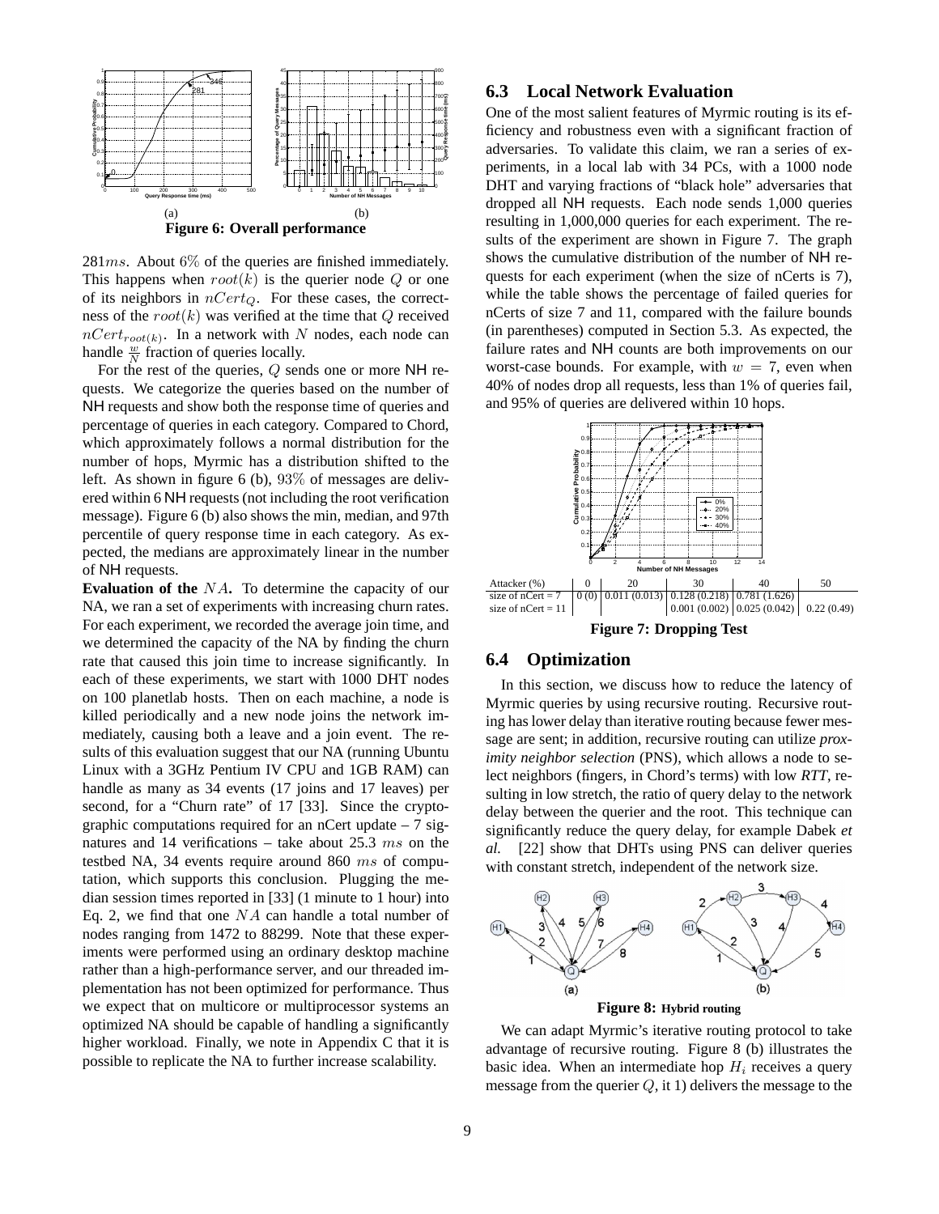Figure 6: Overall performance

$281ms$. About 6% of the queries are finished immediately. This happens when $root(k)$ is the querier node $Q$ or one of its neighbors in $nCert_Q$. For these cases, the correctness of the $root(k)$ was verified at the time that $Q$ received $nCert_{root(k)}$. In a network with $N$ nodes, each node can handle $\frac{w}{N}$ fraction of queries locally.

For the rest of the queries, $Q$ sends one or more NH requests. We categorize the queries based on the number of NH requests and show both the response time of queries and percentage of queries in each category. Compared to Chord, which approximately follows a normal distribution for the number of hops, Myrmic has a distribution shifted to the left. As shown in figure 6 (b), 93% of messages are delivered within 6 NH requests (not including the root verification message). Figure 6 (b) also shows the min, median, and 97th percentile of query response time in each category. As expected, the medians are approximately linear in the number of NH requests.

**Evaluation of the** $NA$**.** To determine the capacity of our NA, we ran a set of experiments with increasing churn rates. For each experiment, we recorded the average join time, and we determined the capacity of the NA by finding the churn rate that caused this join time to increase significantly. In each of these experiments, we start with 1000 DHT nodes on 100 planetlab hosts. Then on each machine, a node is killed periodically and a new node joins the network immediately, causing both a leave and a join event. The results of this evaluation suggest that our NA (running Ubuntu Linux with a 3GHz Pentium IV CPU and 1GB RAM) can handle as many as 34 events (17 joins and 17 leaves) per second, for a "Churn rate" of 17 [33]. Since the cryptographic computations required for an nCert update – 7 signatures and 14 verifications – take about 25.3 $ms$ on the testbed NA, 34 events require around 860 $ms$ of computation, which supports this conclusion. Plugging the median session times reported in [33] (1 minute to 1 hour) into Eq. 2, we find that one $NA$ can handle a total number of nodes ranging from 1472 to 88299. Note that these experiments were performed using an ordinary desktop machine rather than a high-performance server, and our threaded implementation has not been optimized for performance. Thus we expect that on multicore or multiprocessor systems an optimized NA should be capable of handling a significantly higher workload. Finally, we note in Appendix C that it is possible to replicate the NA to further increase scalability.

## 6.3 Local Network Evaluation

One of the most salient features of Myrmic routing is its efficiency and robustness even with a significant fraction of adversaries. To validate this claim, we ran a series of experiments, in a local lab with 34 PCs, with a 1000 node DHT and varying fractions of "black hole" adversaries that dropped all NH requests. Each node sends 1,000 queries resulting in 1,000,000 queries for each experiment. The results of the experiment are shown in Figure 7. The graph shows the cumulative distribution of the number of NH requests for each experiment (when the size of nCerts is 7), while the table shows the percentage of failed queries for nCerts of size 7 and 11, compared with the failure bounds (in parentheses) computed in Section 5.3. As expected, the failure rates and NH counts are both improvements on our worst-case bounds. For example, with $w = 7$, even when 40% of nodes drop all requests, less than 1% of queries fail, and 95% of queries are delivered within 10 hops.

| Attacker (%) | 0 | 20 | 30 | 40 | 50 |
|---|---|---|---|---|---|
| size of nCert = 7 | 0 (0) | 0.011 (0.013) | 0.128 (0.218) | 0.781 (1.626) | |
| size of nCert = 11 | | | 0.001 (0.002) | 0.025 (0.042) | 0.22 (0.49) |

Figure 7: Dropping Test

## 6.4 Optimization

In this section, we discuss how to reduce the latency of Myrmic queries by using recursive routing. Recursive routing has lower delay than iterative routing because fewer message are sent; in addition, recursive routing can utilize *proximity neighbor selection* (PNS), which allows a node to select neighbors (fingers, in Chord's terms) with low *RTT*, resulting in low stretch, the ratio of query delay to the network delay between the querier and the root. This technique can significantly reduce the query delay, for example Dabek *et al.* [22] show that DHTs using PNS can deliver queries with constant stretch, independent of the network size.

Figure 8: Hybrid routing

We can adapt Myrmic's iterative routing protocol to take advantage of recursive routing. Figure 8 (b) illustrates the basic idea. When an intermediate hop $H_i$ receives a query message from the querier $Q$, it 1) delivers the message to the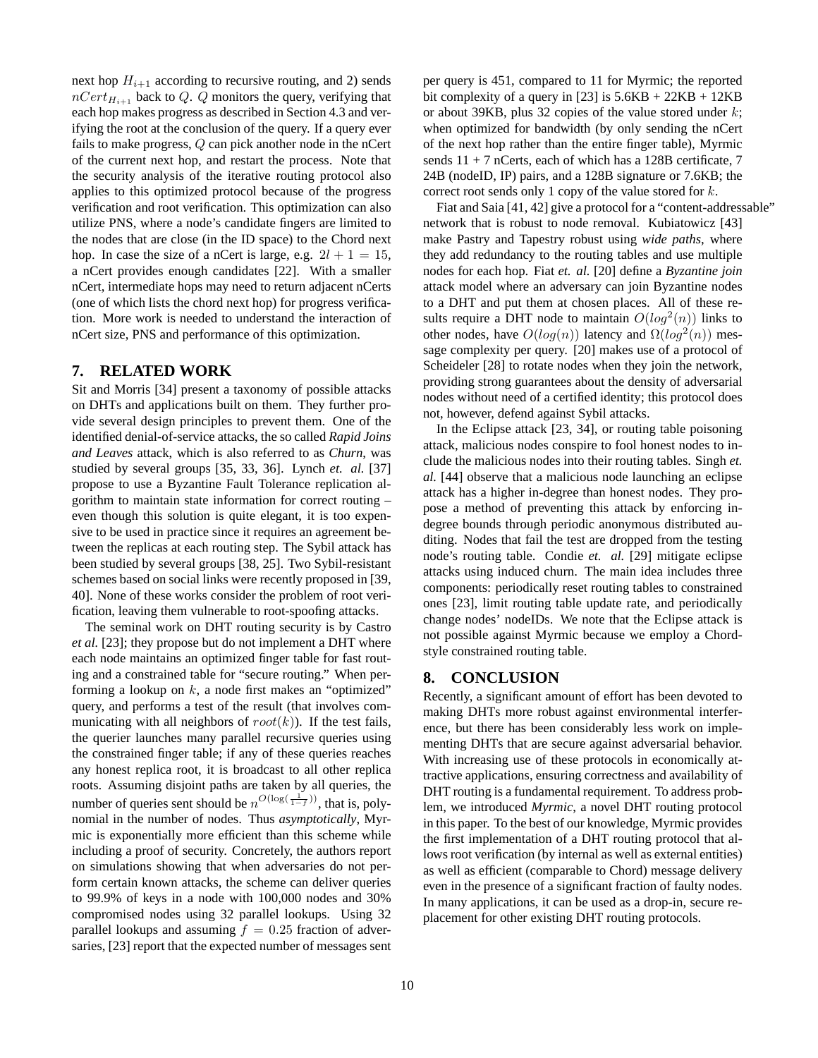next hop $H_{i+1}$ according to recursive routing, and 2) sends $nCert_{H_{i+1}}$ back to $Q$. $Q$ monitors the query, verifying that each hop makes progress as described in Section 4.3 and verifying the root at the conclusion of the query. If a query ever fails to make progress, $Q$ can pick another node in the nCert of the current next hop, and restart the process. Note that the security analysis of the iterative routing protocol also applies to this optimized protocol because of the progress verification and root verification. This optimization can also utilize PNS, where a node's candidate fingers are limited to the nodes that are close (in the ID space) to the Chord next hop. In case the size of a nCert is large, e.g. $2l + 1 = 15$, a nCert provides enough candidates [22]. With a smaller nCert, intermediate hops may need to return adjacent nCerts (one of which lists the chord next hop) for progress verification. More work is needed to understand the interaction of nCert size, PNS and performance of this optimization.

## 7. RELATED WORK

Sit and Morris [34] present a taxonomy of possible attacks on DHTs and applications built on them. They further provide several design principles to prevent them. One of the identified denial-of-service attacks, the so called *Rapid Joins and Leaves* attack, which is also referred to as *Churn*, was studied by several groups [35, 33, 36]. Lynch *et. al.* [37] propose to use a Byzantine Fault Tolerance replication algorithm to maintain state information for correct routing – even though this solution is quite elegant, it is too expensive to be used in practice since it requires an agreement between the replicas at each routing step. The Sybil attack has been studied by several groups [38, 25]. Two Sybil-resistant schemes based on social links were recently proposed in [39, 40]. None of these works consider the problem of root verification, leaving them vulnerable to root-spoofing attacks.

The seminal work on DHT routing security is by Castro *et al.* [23]; they propose but do not implement a DHT where each node maintains an optimized finger table for fast routing and a constrained table for "secure routing." When performing a lookup on $k$, a node first makes an "optimized" query, and performs a test of the result (that involves communicating with all neighbors of $root(k)$). If the test fails, the querier launches many parallel recursive queries using the constrained finger table; if any of these queries reaches any honest replica root, it is broadcast to all other replica roots. Assuming disjoint paths are taken by all queries, the number of queries sent should be $n^{O(\log(\frac{1}{1-f}))}$, that is, polynomial in the number of nodes. Thus *asymptotically*, Myrmic is exponentially more efficient than this scheme while including a proof of security. Concretely, the authors report on simulations showing that when adversaries do not perform certain known attacks, the scheme can deliver queries to 99.9% of keys in a node with 100,000 nodes and 30% compromised nodes using 32 parallel lookups. Using 32 parallel lookups and assuming $f = 0.25$ fraction of adversaries, [23] report that the expected number of messages sent per query is 451, compared to 11 for Myrmic; the reported bit complexity of a query in [23] is 5.6KB + 22KB + 12KB or about 39KB, plus 32 copies of the value stored under $k$; when optimized for bandwidth (by only sending the nCert of the next hop rather than the entire finger table), Myrmic sends 11 + 7 nCerts, each of which has a 128B certificate, 7 24B (nodeID, IP) pairs, and a 128B signature or 7.6KB; the correct root sends only 1 copy of the value stored for $k$.

Fiat and Saia [41, 42] give a protocol for a "content-addressable" network that is robust to node removal. Kubiatowicz [43] make Pastry and Tapestry robust using *wide paths*, where they add redundancy to the routing tables and use multiple nodes for each hop. Fiat *et. al.* [20] define a *Byzantine join* attack model where an adversary can join Byzantine nodes to a DHT and put them at chosen places. All of these results require a DHT node to maintain $O(log^2(n))$ links to other nodes, have $O(log(n))$ latency and $\Omega(log^2(n))$ message complexity per query. [20] makes use of a protocol of Scheideler [28] to rotate nodes when they join the network, providing strong guarantees about the density of adversarial nodes without need of a certified identity; this protocol does not, however, defend against Sybil attacks.

In the Eclipse attack [23, 34], or routing table poisoning attack, malicious nodes conspire to fool honest nodes to include the malicious nodes into their routing tables. Singh *et. al.* [44] observe that a malicious node launching an eclipse attack has a higher in-degree than honest nodes. They propose a method of preventing this attack by enforcing in-degree bounds through periodic anonymous distributed auditing. Nodes that fail the test are dropped from the testing node's routing table. Condie *et. al.* [29] mitigate eclipse attacks using induced churn. The main idea includes three components: periodically reset routing tables to constrained ones [23], limit routing table update rate, and periodically change nodes' nodeIDs. We note that the Eclipse attack is not possible against Myrmic because we employ a Chord-style constrained routing table.

## 8. CONCLUSION

Recently, a significant amount of effort has been devoted to making DHTs more robust against environmental interference, but there has been considerably less work on implementing DHTs that are secure against adversarial behavior. With increasing use of these protocols in economically attractive applications, ensuring correctness and availability of DHT routing is a fundamental requirement. To address problem, we introduced *Myrmic*, a novel DHT routing protocol in this paper. To the best of our knowledge, Myrmic provides the first implementation of a DHT routing protocol that allows root verification (by internal as well as external entities) as well as efficient (comparable to Chord) message delivery even in the presence of a significant fraction of faulty nodes. In many applications, it can be used as a drop-in, secure replacement for other existing DHT routing protocols.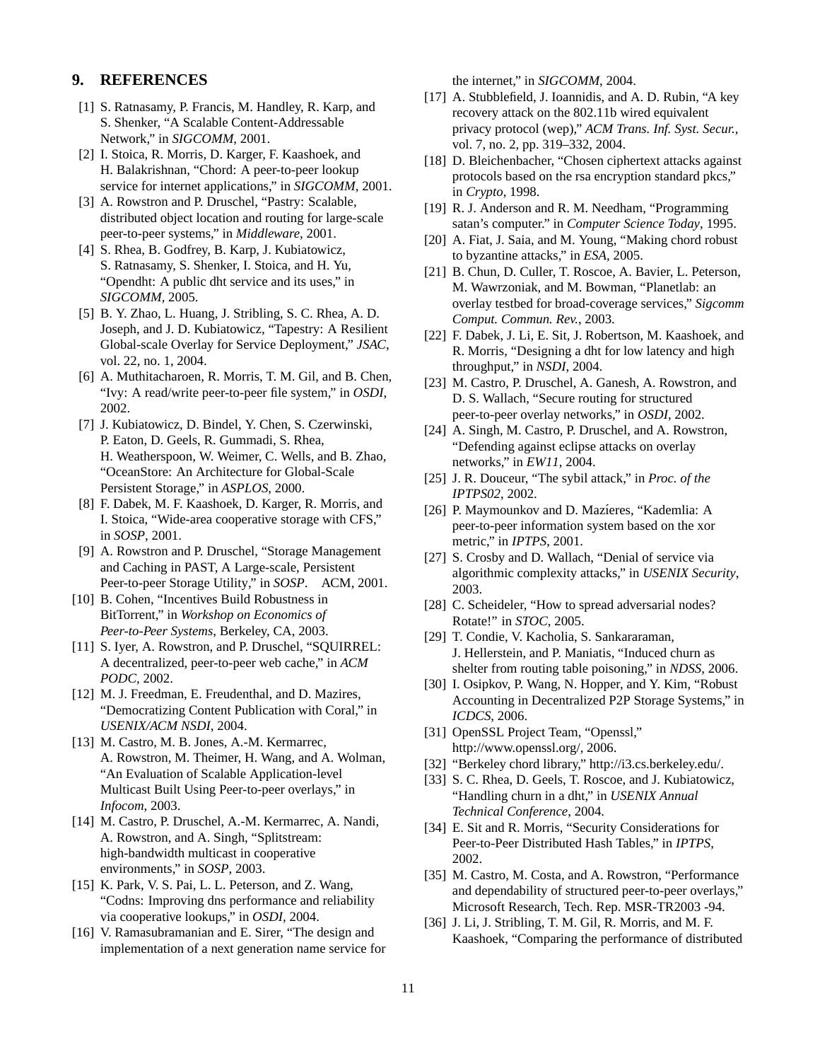## 9. REFERENCES

[1] S. Ratnasamy, P. Francis, M. Handley, R. Karp, and S. Shenker, "A Scalable Content-Addressable Network," in *SIGCOMM*, 2001.

[2] I. Stoica, R. Morris, D. Karger, F. Kaashoek, and H. Balakrishnan, "Chord: A peer-to-peer lookup service for internet applications," in *SIGCOMM*, 2001.

[3] A. Rowstron and P. Druschel, "Pastry: Scalable, distributed object location and routing for large-scale peer-to-peer systems," in *Middleware*, 2001.

[4] S. Rhea, B. Godfrey, B. Karp, J. Kubiatowicz, S. Ratnasamy, S. Shenker, I. Stoica, and H. Yu, "Opendht: A public dht service and its uses," in *SIGCOMM*, 2005.

[5] B. Y. Zhao, L. Huang, J. Stribling, S. C. Rhea, A. D. Joseph, and J. D. Kubiatowicz, "Tapestry: A Resilient Global-scale Overlay for Service Deployment," *JSAC*, vol. 22, no. 1, 2004.

[6] A. Muthitacharoen, R. Morris, T. M. Gil, and B. Chen, "Ivy: A read/write peer-to-peer file system," in *OSDI*, 2002.

[7] J. Kubiatowicz, D. Bindel, Y. Chen, S. Czerwinski, P. Eaton, D. Geels, R. Gummadi, S. Rhea, H. Weatherspoon, W. Weimer, C. Wells, and B. Zhao, "OceanStore: An Architecture for Global-Scale Persistent Storage," in *ASPLOS*, 2000.

[8] F. Dabek, M. F. Kaashoek, D. Karger, R. Morris, and I. Stoica, "Wide-area cooperative storage with CFS," in *SOSP*, 2001.

[9] A. Rowstron and P. Druschel, "Storage Management and Caching in PAST, A Large-scale, Persistent Peer-to-peer Storage Utility," in *SOSP*. ACM, 2001.

[10] B. Cohen, "Incentives Build Robustness in BitTorrent," in *Workshop on Economics of Peer-to-Peer Systems*, Berkeley, CA, 2003.

[11] S. Iyer, A. Rowstron, and P. Druschel, "SQUIRREL: A decentralized, peer-to-peer web cache," in *ACM PODC*, 2002.

[12] M. J. Freedman, E. Freudenthal, and D. Mazires, "Democratizing Content Publication with Coral," in *USENIX/ACM NSDI*, 2004.

[13] M. Castro, M. B. Jones, A.-M. Kermarrec, A. Rowstron, M. Theimer, H. Wang, and A. Wolman, "An Evaluation of Scalable Application-level Multicast Built Using Peer-to-peer overlays," in *Infocom*, 2003.

[14] M. Castro, P. Druschel, A.-M. Kermarrec, A. Nandi, A. Rowstron, and A. Singh, "Splitstream: high-bandwidth multicast in cooperative environments," in *SOSP*, 2003.

[15] K. Park, V. S. Pai, L. L. Peterson, and Z. Wang, "Codns: Improving dns performance and reliability via cooperative lookups," in *OSDI*, 2004.

[16] V. Ramasubramanian and E. Sirer, "The design and implementation of a next generation name service for the internet," in *SIGCOMM*, 2004.

[17] A. Stubblefield, J. Ioannidis, and A. D. Rubin, "A key recovery attack on the 802.11b wired equivalent privacy protocol (wep)," *ACM Trans. Inf. Syst. Secur.*, vol. 7, no. 2, pp. 319–332, 2004.

[18] D. Bleichenbacher, "Chosen ciphertext attacks against protocols based on the rsa encryption standard pkcs," in *Crypto*, 1998.

[19] R. J. Anderson and R. M. Needham, "Programming satan's computer." in *Computer Science Today*, 1995.

[20] A. Fiat, J. Saia, and M. Young, "Making chord robust to byzantine attacks," in *ESA*, 2005.

[21] B. Chun, D. Culler, T. Roscoe, A. Bavier, L. Peterson, M. Wawrzoniak, and M. Bowman, "Planetlab: an overlay testbed for broad-coverage services," *Sigcomm Comput. Commun. Rev.*, 2003.

[22] F. Dabek, J. Li, E. Sit, J. Robertson, M. Kaashoek, and R. Morris, "Designing a dht for low latency and high throughput," in *NSDI*, 2004.

[23] M. Castro, P. Druschel, A. Ganesh, A. Rowstron, and D. S. Wallach, "Secure routing for structured peer-to-peer overlay networks," in *OSDI*, 2002.

[24] A. Singh, M. Castro, P. Druschel, and A. Rowstron, "Defending against eclipse attacks on overlay networks," in *EW11*, 2004.

[25] J. R. Douceur, "The sybil attack," in *Proc. of the IPTPS02*, 2002.

[26] P. Maymounkov and D. Mazíeres, "Kademlia: A peer-to-peer information system based on the xor metric," in *IPTPS*, 2001.

[27] S. Crosby and D. Wallach, "Denial of service via algorithmic complexity attacks," in *USENIX Security*, 2003.

[28] C. Scheideler, "How to spread adversarial nodes? Rotate!" in *STOC*, 2005.

[29] T. Condie, V. Kacholia, S. Sankararaman, J. Hellerstein, and P. Maniatis, "Induced churn as shelter from routing table poisoning," in *NDSS*, 2006.

[30] I. Osipkov, P. Wang, N. Hopper, and Y. Kim, "Robust Accounting in Decentralized P2P Storage Systems," in *ICDCS*, 2006.

[31] OpenSSL Project Team, "Openssl," http://www.openssl.org/, 2006.

[32] "Berkeley chord library," http://i3.cs.berkeley.edu/.

[33] S. C. Rhea, D. Geels, T. Roscoe, and J. Kubiatowicz, "Handling churn in a dht," in *USENIX Annual Technical Conference*, 2004.

[34] E. Sit and R. Morris, "Security Considerations for Peer-to-Peer Distributed Hash Tables," in *IPTPS*, 2002.

[35] M. Castro, M. Costa, and A. Rowstron, "Performance and dependability of structured peer-to-peer overlays," Microsoft Research, Tech. Rep. MSR-TR2003 -94.

[36] J. Li, J. Stribling, T. M. Gil, R. Morris, and M. F. Kaashoek, "Comparing the performance of distributed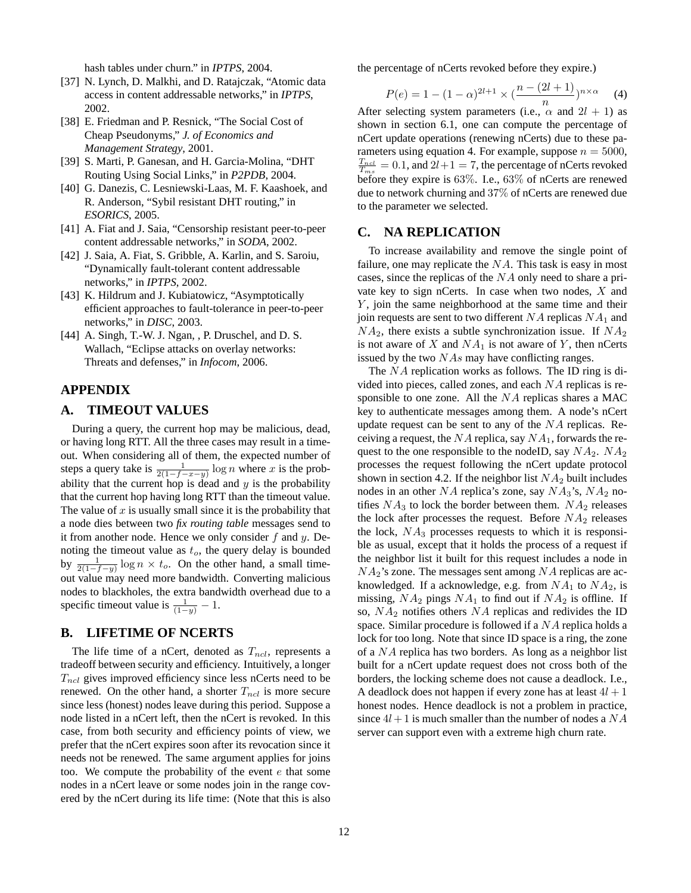hash tables under churn.” in *IPTPS*, 2004.

[37] N. Lynch, D. Malkhi, and D. Ratajczak, “Atomic data access in content addressable networks,” in *IPTPS*, 2002.

[38] E. Friedman and P. Resnick, “The Social Cost of Cheap Pseudonyms,” *J. of Economics and Management Strategy*, 2001.

[39] S. Marti, P. Ganesan, and H. Garcia-Molina, “DHT Routing Using Social Links,” in *P2PDB*, 2004.

[40] G. Danezis, C. Lesniewski-Laas, M. F. Kaashoek, and R. Anderson, “Sybil resistant DHT routing,” in *ESORICS*, 2005.

[41] A. Fiat and J. Saia, “Censorship resistant peer-to-peer content addressable networks,” in *SODA*, 2002.

[42] J. Saia, A. Fiat, S. Gribble, A. Karlin, and S. Saroiu, “Dynamically fault-tolerant content addressable networks,” in *IPTPS*, 2002.

[43] K. Hildrum and J. Kubiatowicz, “Asymptotically efficient approaches to fault-tolerance in peer-to-peer networks,” in *DISC*, 2003.

[44] A. Singh, T.-W. J. Ngan, , P. Druschel, and D. S. Wallach, “Eclipse attacks on overlay networks: Threats and defenses,” in *Infocom*, 2006.

# APPENDIX

## A. TIMEOUT VALUES

During a query, the current hop may be malicious, dead, or having long RTT. All the three cases may result in a timeout. When considering all of them, the expected number of steps a query take is $\frac{1}{2(1-f-x-y)} \log n$ where $x$ is the probability that the current hop is dead and $y$ is the probability that the current hop having long RTT than the timeout value. The value of $x$ is usually small since it is the probability that a node dies between two *fix routing table* messages send to it from another node. Hence we only consider $f$ and $y$. Denoting the timeout value as $t_o$, the query delay is bounded by $\frac{1}{2(1-f-y)} \log n \times t_o$. On the other hand, a small timeout value may need more bandwidth. Converting malicious nodes to blackholes, the extra bandwidth overhead due to a specific timeout value is $\frac{1}{(1-y)} - 1$.

## B. LIFETIME OF NCERTS

The life time of a nCert, denoted as $T_{ncl}$, represents a tradeoff between security and efficiency. Intuitively, a longer $T_{ncl}$ gives improved efficiency since less nCerts need to be renewed. On the other hand, a shorter $T_{ncl}$ is more secure since less (honest) nodes leave during this period. Suppose a node listed in a nCert left, then the nCert is revoked. In this case, from both security and efficiency points of view, we prefer that the nCert expires soon after its revocation since it needs not be renewed. The same argument applies for joins too. We compute the probability of the event $e$ that some nodes in a nCert leave or some nodes join in the range covered by the nCert during its life time: (Note that this is also the percentage of nCerts revoked before they expire.)

$$P(e) = 1 - (1-\alpha)^{2l+1} \times (\frac{n-(2l+1)}{n})^{n \times \alpha} \quad (4)$$

After selecting system parameters (i.e., $\alpha$ and $2l+1$) as shown in section 6.1, one can compute the percentage of nCert update operations (renewing nCerts) due to these parameters using equation 4. For example, suppose $n = 5000$, $\frac{T_{ncl}}{T_{ms}} = 0.1$, and $2l+1 = 7$, the percentage of nCerts revoked before they expire is $63\%$. I.e., $63\%$ of nCerts are renewed due to network churning and $37\%$ of nCerts are renewed due to the parameter we selected.

## C. NA REPLICATION

To increase availability and remove the single point of failure, one may replicate the $NA$. This task is easy in most cases, since the replicas of the $NA$ only need to share a private key to sign nCerts. In case when two nodes, $X$ and $Y$, join the same neighborhood at the same time and their join requests are sent to two different $NA$ replicas $NA_1$ and $NA_2$, there exists a subtle synchronization issue. If $NA_2$ is not aware of $X$ and $NA_1$ is not aware of $Y$, then nCerts issued by the two $NAs$ may have conflicting ranges.

The $NA$ replication works as follows. The ID ring is divided into pieces, called zones, and each $NA$ replicas is responsible to one zone. All the $NA$ replicas shares a MAC key to authenticate messages among them. A node’s nCert update request can be sent to any of the $NA$ replicas. Receiving a request, the $NA$ replica, say $NA_1$, forwards the request to the one responsible to the nodeID, say $NA_2$. $NA_2$ processes the request following the nCert update protocol shown in section 4.2. If the neighbor list $NA_2$ built includes nodes in an other $NA$ replica’s zone, say $NA_3$’s, $NA_2$ notifies $NA_3$ to lock the border between them. $NA_2$ releases the lock after processes the request. Before $NA_2$ releases the lock, $NA_3$ processes requests to which it is responsible as usual, except that it holds the process of a request if the neighbor list it built for this request includes a node in $NA_2$’s zone. The messages sent among $NA$ replicas are acknowledged. If a acknowledge, e.g. from $NA_1$ to $NA_2$, is missing, $NA_2$ pings $NA_1$ to find out if $NA_2$ is offline. If so, $NA_2$ notifies others $NA$ replicas and redivides the ID space. Similar procedure is followed if a $NA$ replica holds a lock for too long. Note that since ID space is a ring, the zone of a $NA$ replica has two borders. As long as a neighbor list built for a nCert update request does not cross both of the borders, the locking scheme does not cause a deadlock. I.e., A deadlock does not happen if every zone has at least $4l+1$ honest nodes. Hence deadlock is not a problem in practice, since $4l+1$ is much smaller than the number of nodes a $NA$ server can support even with a extreme high churn rate.